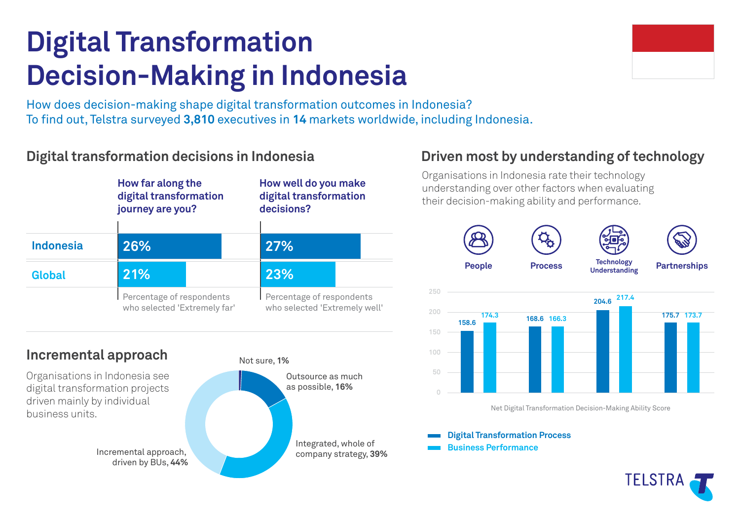# Digital Transformation Decision-Making in Indonesia

How does decision-making shape digital transformation outcomes in Indonesia?
To find out, Telstra surveyed **3,810** executives in **14** markets worldwide, including Indonesia.

## Digital transformation decisions in Indonesia

| | How far along the digital transformation journey are you? | How well do you make digital transformation decisions? |
|---|---|---|
| Indonesia | 26% | 27% |
| Global | 21% | 23% |
| | Percentage of respondents who selected 'Extremely far' | Percentage of respondents who selected 'Extremely well' |

## Incremental approach

Organisations in Indonesia see digital transformation projects driven mainly by individual business units.

- Not sure, **1%**
- Outsource as much as possible, **16%**
- Integrated, whole of company strategy, **39%**
- Incremental approach, driven by BUs, **44%**

## Driven most by understanding of technology

Organisations in Indonesia rate their technology understanding over other factors when evaluating their decision-making ability and performance.

Net Digital Transformation Decision-Making Ability Score

| | People | Process | Technology Understanding | Partnerships |
|---|---|---|---|---|
| Digital Transformation Process | 158.6 | 168.6 | 204.6 | 175.7 |
| Business Performance | 174.3 | 166.3 | 217.4 | 173.7 |

TELSTRA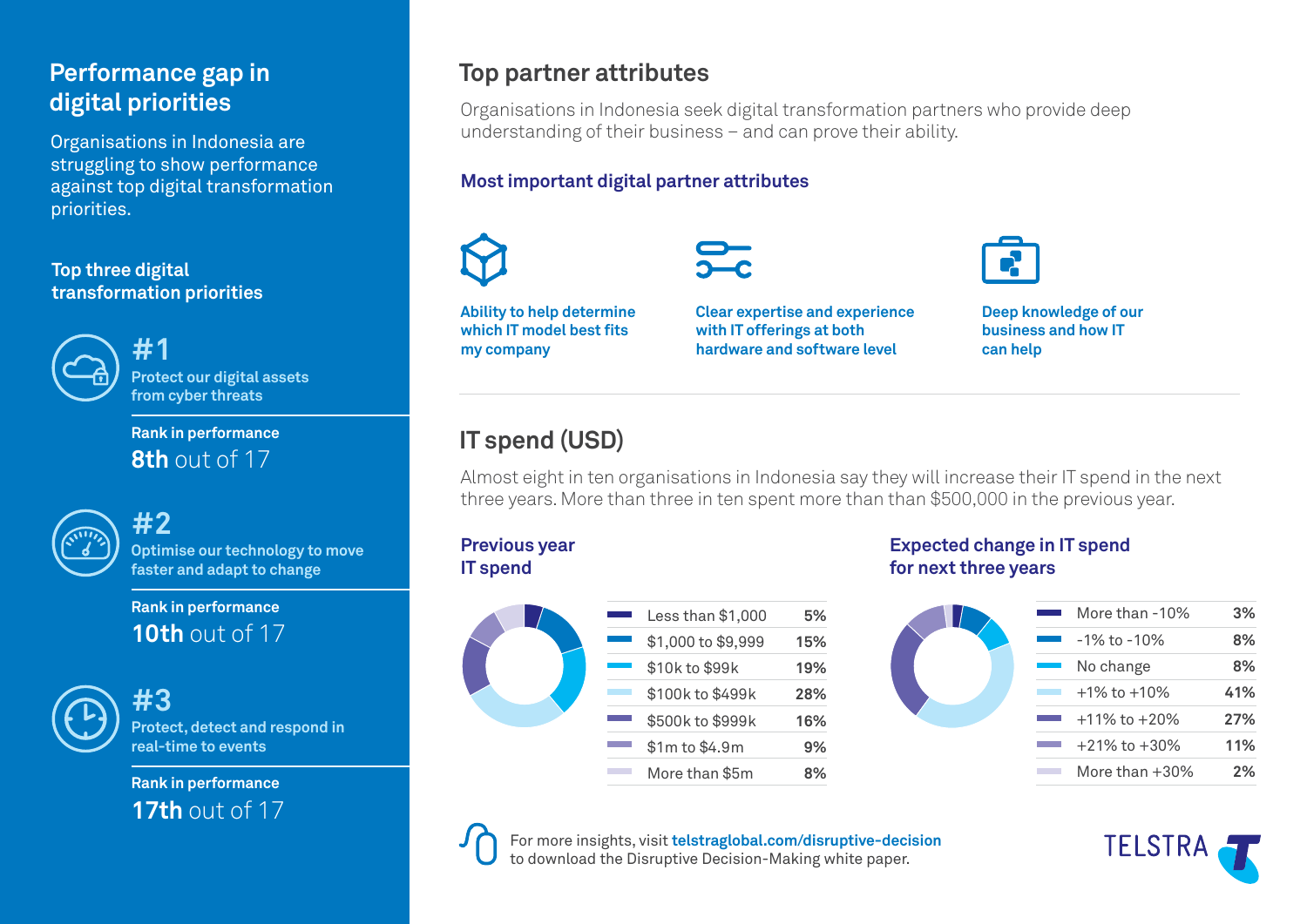## Performance gap in digital priorities

Organisations in Indonesia are struggling to show performance against top digital transformation priorities.

### Top three digital transformation priorities

**#1**
**Protect our digital assets from cyber threats**

**Rank in performance**
**8th** out of 17

**#2**
**Optimise our technology to move faster and adapt to change**

**Rank in performance**
**10th** out of 17

**#3**
**Protect, detect and respond in real-time to events**

**Rank in performance**
**17th** out of 17

## Top partner attributes

Organisations in Indonesia seek digital transformation partners who provide deep understanding of their business – and can prove their ability.

### Most important digital partner attributes

**Ability to help determine which IT model best fits my company**

**Clear expertise and experience with IT offerings at both hardware and software level**

**Deep knowledge of our business and how IT can help**

## IT spend (USD)

Almost eight in ten organisations in Indonesia say they will increase their IT spend in the next three years. More than three in ten spent more than than $500,000 in the previous year.

### Previous year IT spend

Less than $1,000 5%
$1,000 to $9,999 15%
$10k to $99k 19%
$100k to $499k 28%
$500k to $999k 16%
$1m to $4.9m 9%
More than $5m 8%

### Expected change in IT spend for next three years

More than -10% 3%
-1% to -10% 8%
No change 8%
+1% to +10% 41%
+11% to +20% 27%
+21% to +30% 11%
More than +30% 2%

For more insights, visit **telstraglobal.com/disruptive-decision** to download the Disruptive Decision-Making white paper.

TELSTRA